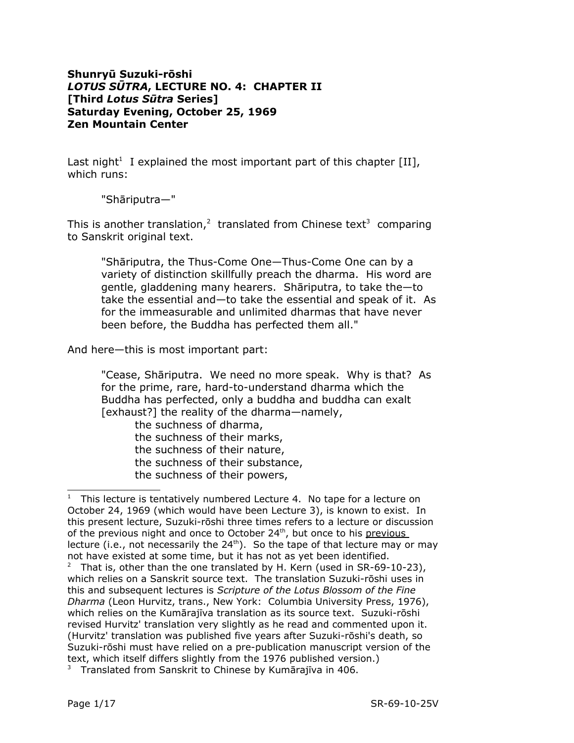**Shunryū Suzuki-rōshi**
***LOTUS SŪTRA*, LECTURE NO. 4: CHAPTER II**
**[Third *Lotus Sūtra* Series]**
**Saturday Evening, October 25, 1969**
**Zen Mountain Center**

Last night[1] I explained the most important part of this chapter [II], which runs:

> "Shāriputra—"

This is another translation,[2] translated from Chinese text[3] comparing to Sanskrit original text.

> "Shāriputra, the Thus-Come One—Thus-Come One can by a variety of distinction skillfully preach the dharma. His word are gentle, gladdening many hearers. Shāriputra, to take the—to take the essential and—to take the essential and speak of it. As for the immeasurable and unlimited dharmas that have never been before, the Buddha has perfected them all."

And here—this is most important part:

> "Cease, Shāriputra. We need no more speak. Why is that? As for the prime, rare, hard-to-understand dharma which the Buddha has perfected, only a buddha and buddha can exalt [exhaust?] the reality of the dharma—namely,
> the suchness of dharma,
> the suchness of their marks,
> the suchness of their nature,
> the suchness of their substance,
> the suchness of their powers,

---

[1] This lecture is tentatively numbered Lecture 4. No tape for a lecture on October 24, 1969 (which would have been Lecture 3), is known to exist. In this present lecture, Suzuki-rōshi three times refers to a lecture or discussion of the previous night and once to October 24th, but once to his <u>previous</u> lecture (i.e., not necessarily the 24th). So the tape of that lecture may or may not have existed at some time, but it has not as yet been identified.

[2] That is, other than the one translated by H. Kern (used in SR-69-10-23), which relies on a Sanskrit source text. The translation Suzuki-rōshi uses in this and subsequent lectures is *Scripture of the Lotus Blossom of the Fine Dharma* (Leon Hurvitz, trans., New York: Columbia University Press, 1976), which relies on the Kumārajīva translation as its source text. Suzuki-rōshi revised Hurvitz' translation very slightly as he read and commented upon it. (Hurvitz' translation was published five years after Suzuki-rōshi's death, so Suzuki-rōshi must have relied on a pre-publication manuscript version of the text, which itself differs slightly from the 1976 published version.)

[3] Translated from Sanskrit to Chinese by Kumārajīva in 406.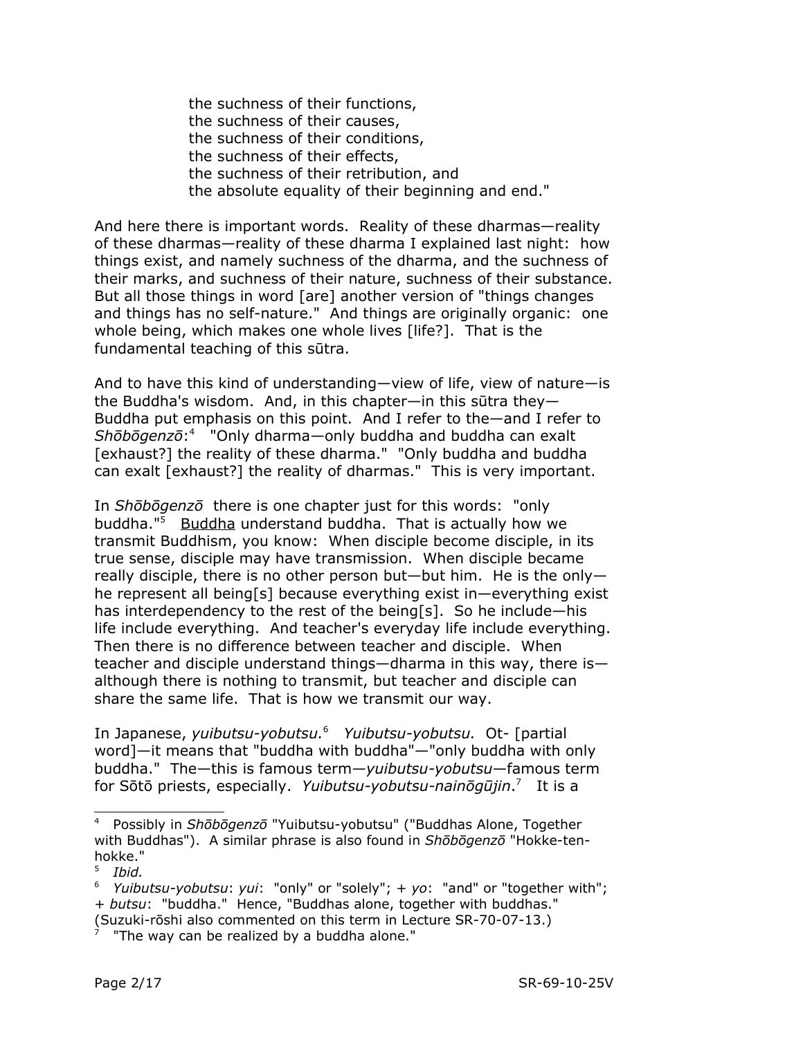the suchness of their functions,
the suchness of their causes,
the suchness of their conditions,
the suchness of their effects,
the suchness of their retribution, and
the absolute equality of their beginning and end."

And here there is important words. Reality of these dharmas—reality of these dharmas—reality of these dharma I explained last night: how things exist, and namely suchness of the dharma, and the suchness of their marks, and suchness of their nature, suchness of their substance. But all those things in word [are] another version of "things changes and things has no self-nature." And things are originally organic: one whole being, which makes one whole lives [life?]. That is the fundamental teaching of this sūtra.

And to have this kind of understanding—view of life, view of nature—is the Buddha's wisdom. And, in this chapter—in this sūtra they—Buddha put emphasis on this point. And I refer to the—and I refer to *Shōbōgenzō*:[4] "Only dharma—only buddha and buddha can exalt [exhaust?] the reality of these dharma." "Only buddha and buddha can exalt [exhaust?] the reality of dharmas." This is very important.

In *Shōbōgenzō* there is one chapter just for this words: "only buddha."[5] Buddha understand buddha. That is actually how we transmit Buddhism, you know: When disciple become disciple, in its true sense, disciple may have transmission. When disciple became really disciple, there is no other person but—but him. He is the only—he represent all being[s] because everything exist in—everything exist has interdependency to the rest of the being[s]. So he include—his life include everything. And teacher's everyday life include everything. Then there is no difference between teacher and disciple. When teacher and disciple understand things—dharma in this way, there is—although there is nothing to transmit, but teacher and disciple can share the same life. That is how we transmit our way.

In Japanese, *yuibutsu-yobutsu.*[6] *Yuibutsu-yobutsu.* Ot- [partial word]—it means that "buddha with buddha"—"only buddha with only buddha." The—this is famous term—*yuibutsu-yobutsu*—famous term for Sōtō priests, especially. *Yuibutsu-yobutsu-nainōgūjin*.[7] It is a

---

[4] Possibly in *Shōbōgenzō* "Yuibutsu-yobutsu" ("Buddhas Alone, Together with Buddhas"). A similar phrase is also found in *Shōbōgenzō* "Hokke-ten-hokke."

[5] *Ibid.*

[6] *Yuibutsu-yobutsu*: *yui*: "only" or "solely"; + *yo*: "and" or "together with"; + *butsu*: "buddha." Hence, "Buddhas alone, together with buddhas." (Suzuki-rōshi also commented on this term in Lecture SR-70-07-13.)

[7] "The way can be realized by a buddha alone."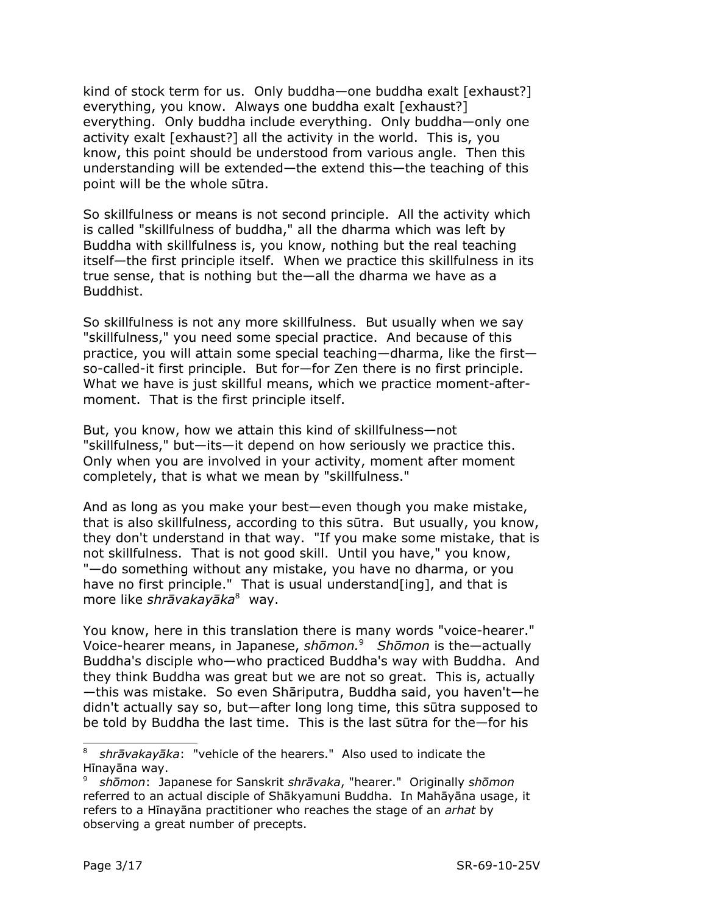kind of stock term for us. Only buddha—one buddha exalt [exhaust?] everything, you know. Always one buddha exalt [exhaust?] everything. Only buddha include everything. Only buddha—only one activity exalt [exhaust?] all the activity in the world. This is, you know, this point should be understood from various angle. Then this understanding will be extended—the extend this—the teaching of this point will be the whole sūtra.

So skillfulness or means is not second principle. All the activity which is called "skillfulness of buddha," all the dharma which was left by Buddha with skillfulness is, you know, nothing but the real teaching itself—the first principle itself. When we practice this skillfulness in its true sense, that is nothing but the—all the dharma we have as a Buddhist.

So skillfulness is not any more skillfulness. But usually when we say "skillfulness," you need some special practice. And because of this practice, you will attain some special teaching—dharma, like the first—so-called-it first principle. But for—for Zen there is no first principle. What we have is just skillful means, which we practice moment-after-moment. That is the first principle itself.

But, you know, how we attain this kind of skillfulness—not "skillfulness," but—its—it depend on how seriously we practice this. Only when you are involved in your activity, moment after moment completely, that is what we mean by "skillfulness."

And as long as you make your best—even though you make mistake, that is also skillfulness, according to this sūtra. But usually, you know, they don't understand in that way. "If you make some mistake, that is not skillfulness. That is not good skill. Until you have," you know, "—do something without any mistake, you have no dharma, or you have no first principle." That is usual understand[ing], and that is more like *shrāvakayāka*[8] way.

You know, here in this translation there is many words "voice-hearer." Voice-hearer means, in Japanese, *shōmon.*[9] *Shōmon* is the—actually Buddha's disciple who—who practiced Buddha's way with Buddha. And they think Buddha was great but we are not so great. This is, actually—this was mistake. So even Shāriputra, Buddha said, you haven't—he didn't actually say so, but—after long long time, this sūtra supposed to be told by Buddha the last time. This is the last sūtra for the—for his

---

[8] *shrāvakayāka*: "vehicle of the hearers." Also used to indicate the Hīnayāna way.

[9] *shōmon*: Japanese for Sanskrit *shrāvaka*, "hearer." Originally *shōmon* referred to an actual disciple of Shākyamuni Buddha. In Mahāyāna usage, it refers to a Hīnayāna practitioner who reaches the stage of an *arhat* by observing a great number of precepts.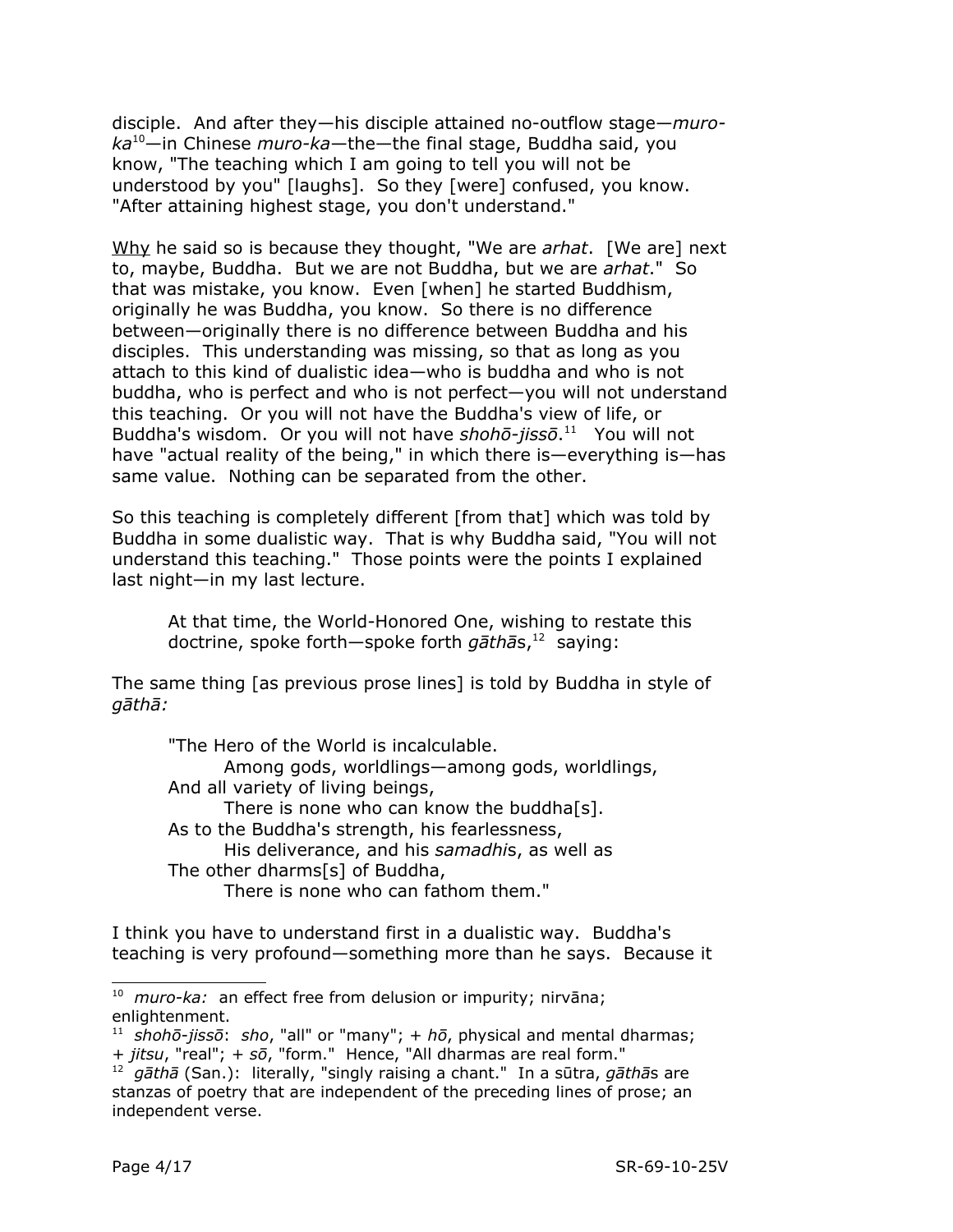disciple. And after they—his disciple attained no-outflow stage—*muro-ka*[10]—in Chinese *muro-ka*—the—the final stage, Buddha said, you know, "The teaching which I am going to tell you will not be understood by you" [laughs]. So they [were] confused, you know. "After attaining highest stage, you don't understand."

<u>Why</u> he said so is because they thought, "We are *arhat*. [We are] next to, maybe, Buddha. But we are not Buddha, but we are *arhat*." So that was mistake, you know. Even [when] he started Buddhism, originally he was Buddha, you know. So there is no difference between—originally there is no difference between Buddha and his disciples. This understanding was missing, so that as long as you attach to this kind of dualistic idea—who is buddha and who is not buddha, who is perfect and who is not perfect—you will not understand this teaching. Or you will not have the Buddha's view of life, or Buddha's wisdom. Or you will not have *shohō-jissō*.[11] You will not have "actual reality of the being," in which there is—everything is—has same value. Nothing can be separated from the other.

So this teaching is completely different [from that] which was told by Buddha in some dualistic way. That is why Buddha said, "You will not understand this teaching." Those points were the points I explained last night—in my last lecture.

> At that time, the World-Honored One, wishing to restate this doctrine, spoke forth—spoke forth *gāthā*s,[12] saying:

The same thing [as previous prose lines] is told by Buddha in style of *gāthā:*

> "The Hero of the World is incalculable.
> Among gods, worldlings—among gods, worldlings,
> And all variety of living beings,
> There is none who can know the buddha[s].
> As to the Buddha's strength, his fearlessness,
> His deliverance, and his *samadhi*s, as well as
> The other dharms[s] of Buddha,
> There is none who can fathom them."

I think you have to understand first in a dualistic way. Buddha's teaching is very profound—something more than he says. Because it

---

[10] *muro-ka:* an effect free from delusion or impurity; nirvāna; enlightenment.

[11] *shohō-jissō*: *sho*, "all" or "many"; + *hō*, physical and mental dharmas; + *jitsu*, "real"; + *sō*, "form." Hence, "All dharmas are real form."

[12] *gāthā* (San.): literally, "singly raising a chant." In a sūtra, *gāthā*s are stanzas of poetry that are independent of the preceding lines of prose; an independent verse.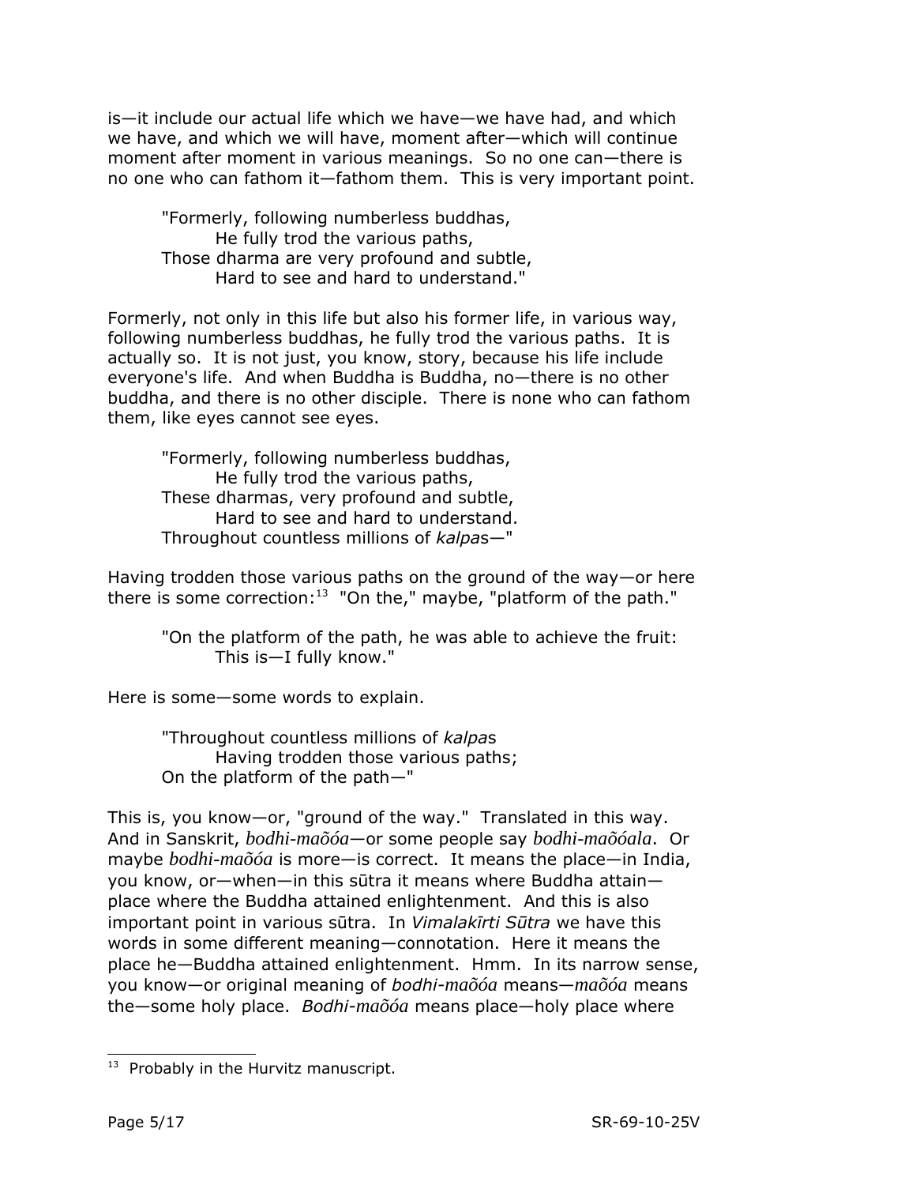is—it include our actual life which we have—we have had, and which we have, and which we will have, moment after—which will continue moment after moment in various meanings. So no one can—there is no one who can fathom it—fathom them. This is very important point.

> "Formerly, following numberless buddhas,
> He fully trod the various paths,
> Those dharma are very profound and subtle,
> Hard to see and hard to understand."

Formerly, not only in this life but also his former life, in various way, following numberless buddhas, he fully trod the various paths. It is actually so. It is not just, you know, story, because his life include everyone's life. And when Buddha is Buddha, no—there is no other buddha, and there is no other disciple. There is none who can fathom them, like eyes cannot see eyes.

> "Formerly, following numberless buddhas,
> He fully trod the various paths,
> These dharmas, very profound and subtle,
> Hard to see and hard to understand.
> Throughout countless millions of *kalpa*s—"

Having trodden those various paths on the ground of the way—or here there is some correction:[13] "On the," maybe, "platform of the path."

> "On the platform of the path, he was able to achieve the fruit:
> This is—I fully know."

Here is some—some words to explain.

> "Throughout countless millions of *kalpa*s
> Having trodden those various paths;
> On the platform of the path—"

This is, you know—or, "ground of the way." Translated in this way. And in Sanskrit, *bodhi-maõóa*—or some people say *bodhi-maõóala*. Or maybe *bodhi-maõóa* is more—is correct. It means the place—in India, you know, or—when—in this sūtra it means where Buddha attain—place where the Buddha attained enlightenment. And this is also important point in various sūtra. In *Vimalakīrti Sūtra* we have this words in some different meaning—connotation. Here it means the place he—Buddha attained enlightenment. Hmm. In its narrow sense, you know—or original meaning of *bodhi-maõóa* means—*maõóa* means the—some holy place. *Bodhi-maõóa* means place—holy place where

[13] Probably in the Hurvitz manuscript.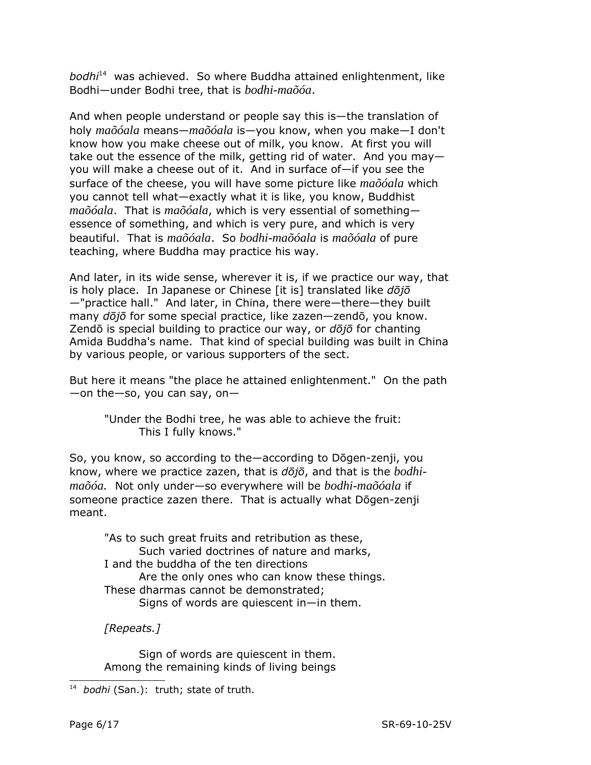*bodhi*[14] was achieved. So where Buddha attained enlightenment, like Bodhi—under Bodhi tree, that is *bodhi-maõóa*.

And when people understand or people say this is—the translation of holy *maõóala* means—*maõóala* is—you know, when you make—I don't know how you make cheese out of milk, you know. At first you will take out the essence of the milk, getting rid of water. And you may—you will make a cheese out of it. And in surface of—if you see the surface of the cheese, you will have some picture like *maõóala* which you cannot tell what—exactly what it is like, you know, Buddhist *maõóala*. That is *maõóala*, which is very essential of something—essence of something, and which is very pure, and which is very beautiful. That is *maõóala*. So *bodhi-maõóala* is *maõóala* of pure teaching, where Buddha may practice his way.

And later, in its wide sense, wherever it is, if we practice our way, that is holy place. In Japanese or Chinese [it is] translated like *dōjō*—"practice hall." And later, in China, there were—there—they built many *dōjō* for some special practice, like zazen—zendō, you know. Zendō is special building to practice our way, or *dōjō* for chanting Amida Buddha's name. That kind of special building was built in China by various people, or various supporters of the sect.

But here it means "the place he attained enlightenment." On the path—on the—so, you can say, on—

> "Under the Bodhi tree, he was able to achieve the fruit:
> This I fully knows."

So, you know, so according to the—according to Dōgen-zenji, you know, where we practice zazen, that is *dōjō*, and that is the *bodhi-maõóa.* Not only under—so everywhere will be *bodhi-maõóala* if someone practice zazen there. That is actually what Dōgen-zenji meant.

> "As to such great fruits and retribution as these,
> Such varied doctrines of nature and marks,
> I and the buddha of the ten directions
> Are the only ones who can know these things.
> These dharmas cannot be demonstrated;
> Signs of words are quiescent in—in them.
>
> *[Repeats.]*
>
> Sign of words are quiescent in them.
> Among the remaining kinds of living beings

---

[14] *bodhi* (San.): truth; state of truth.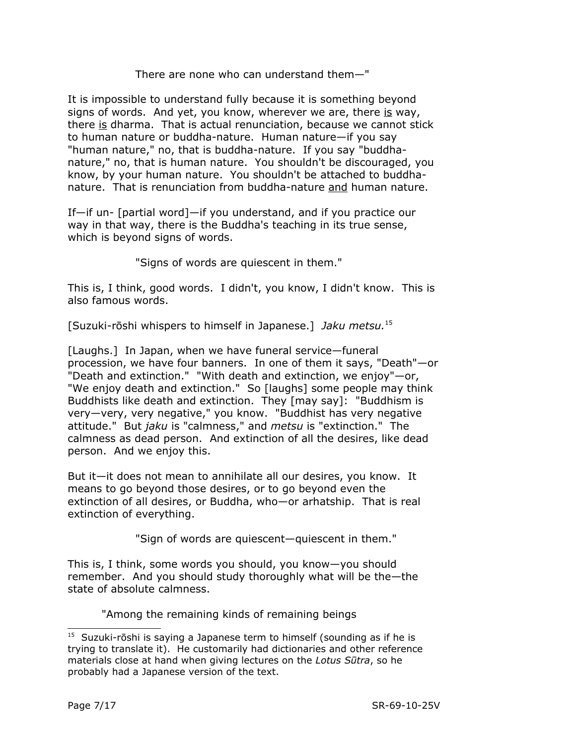> There are none who can understand them—"

It is impossible to understand fully because it is something beyond signs of words. And yet, you know, wherever we are, there <u>is</u> way, there <u>is</u> dharma. That is actual renunciation, because we cannot stick to human nature or buddha-nature. Human nature—if you say "human nature," no, that is buddha-nature. If you say "buddha-nature," no, that is human nature. You shouldn't be discouraged, you know, by your human nature. You shouldn't be attached to buddha-nature. That is renunciation from buddha-nature <u>and</u> human nature.

If—if un- [partial word]—if you understand, and if you practice our way in that way, there is the Buddha's teaching in its true sense, which is beyond signs of words.

> "Signs of words are quiescent in them."

This is, I think, good words. I didn't, you know, I didn't know. This is also famous words.

[Suzuki-rōshi whispers to himself in Japanese.] *Jaku metsu.*[15]

[Laughs.] In Japan, when we have funeral service—funeral procession, we have four banners. In one of them it says, "Death"—or "Death and extinction." "With death and extinction, we enjoy"—or, "We enjoy death and extinction." So [laughs] some people may think Buddhists like death and extinction. They [may say]: "Buddhism is very—very, very negative," you know. "Buddhist has very negative attitude." But *jaku* is "calmness," and *metsu* is "extinction." The calmness as dead person. And extinction of all the desires, like dead person. And we enjoy this.

But it—it does not mean to annihilate all our desires, you know. It means to go beyond those desires, or to go beyond even the extinction of all desires, or Buddha, who—or arhatship. That is real extinction of everything.

> "Sign of words are quiescent—quiescent in them."

This is, I think, some words you should, you know—you should remember. And you should study thoroughly what will be the—the state of absolute calmness.

> "Among the remaining kinds of remaining beings

---

[15] Suzuki-rōshi is saying a Japanese term to himself (sounding as if he is trying to translate it). He customarily had dictionaries and other reference materials close at hand when giving lectures on the *Lotus Sūtra*, so he probably had a Japanese version of the text.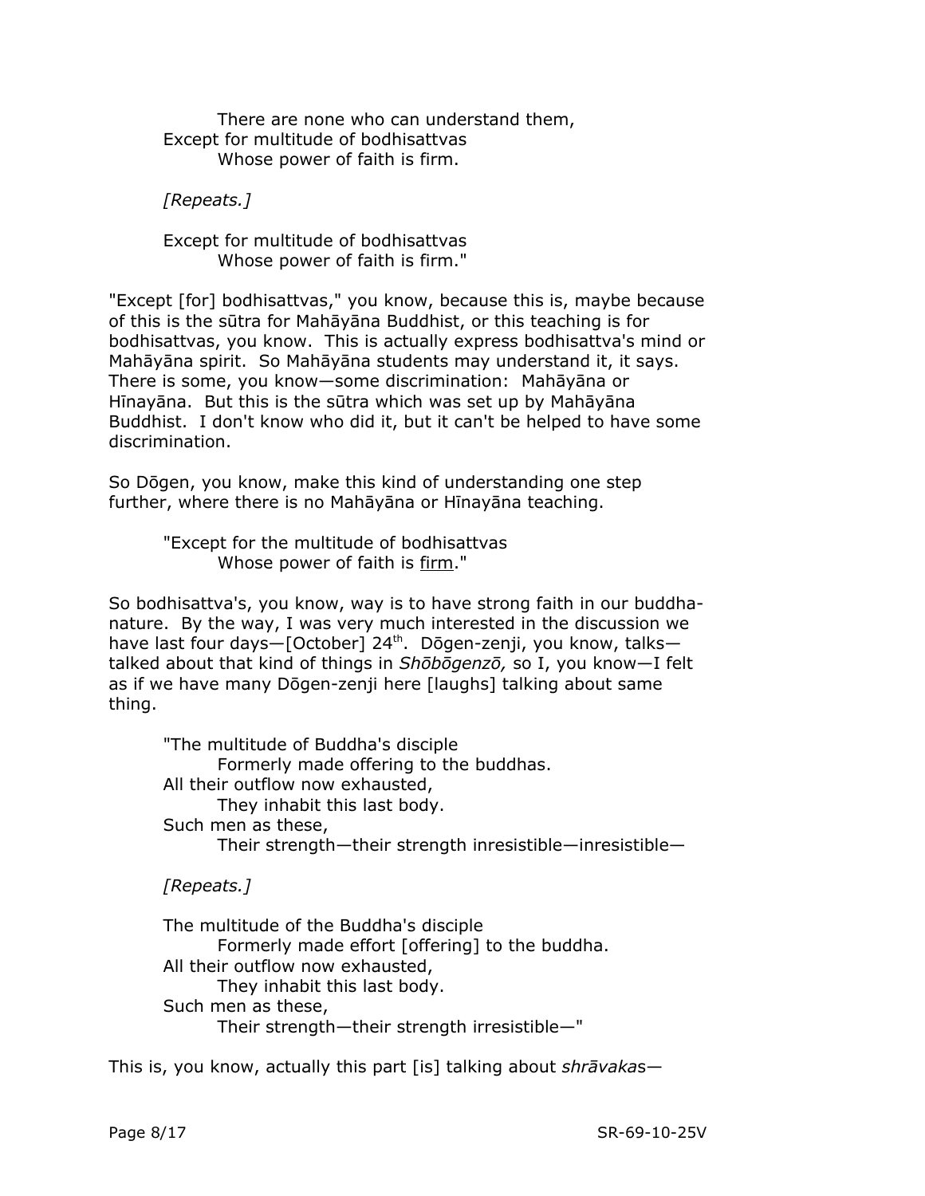> There are none who can understand them,
> Except for multitude of bodhisattvas
> Whose power of faith is firm.
>
> *[Repeats.]*
>
> Except for multitude of bodhisattvas
> Whose power of faith is firm."

"Except [for] bodhisattvas," you know, because this is, maybe because of this is the sūtra for Mahāyāna Buddhist, or this teaching is for bodhisattvas, you know. This is actually express bodhisattva's mind or Mahāyāna spirit. So Mahāyāna students may understand it, it says. There is some, you know—some discrimination: Mahāyāna or Hīnayāna. But this is the sūtra which was set up by Mahāyāna Buddhist. I don't know who did it, but it can't be helped to have some discrimination.

So Dōgen, you know, make this kind of understanding one step further, where there is no Mahāyāna or Hīnayāna teaching.

> "Except for the multitude of bodhisattvas
> Whose power of faith is <u>firm</u>."

So bodhisattva's, you know, way is to have strong faith in our buddha-nature. By the way, I was very much interested in the discussion we have last four days—[October] 24th. Dōgen-zenji, you know, talks—talked about that kind of things in *Shōbōgenzō,* so I, you know—I felt as if we have many Dōgen-zenji here [laughs] talking about same thing.

> "The multitude of Buddha's disciple
> Formerly made offering to the buddhas.
> All their outflow now exhausted,
> They inhabit this last body.
> Such men as these,
> Their strength—their strength inresistible—inresistible—
>
> *[Repeats.]*
>
> The multitude of the Buddha's disciple
> Formerly made effort [offering] to the buddha.
> All their outflow now exhausted,
> They inhabit this last body.
> Such men as these,
> Their strength—their strength irresistible—"

This is, you know, actually this part [is] talking about *shrāvaka*s—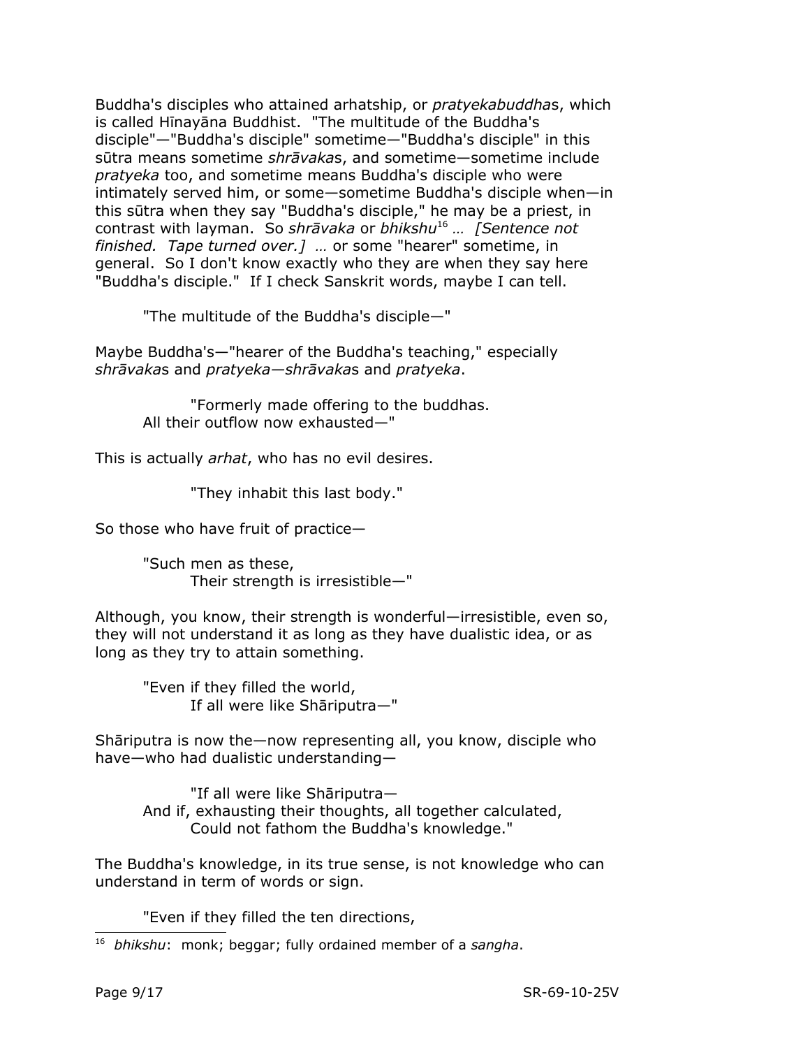Buddha's disciples who attained arhatship, or *pratyekabuddha*s, which is called Hīnayāna Buddhist. "The multitude of the Buddha's disciple"—"Buddha's disciple" sometime—"Buddha's disciple" in this sūtra means sometime *shrāvaka*s, and sometime—sometime include *pratyeka* too, and sometime means Buddha's disciple who were intimately served him, or some—sometime Buddha's disciple when—in this sūtra when they say "Buddha's disciple," he may be a priest, in contrast with layman. So *shrāvaka* or *bhikshu*[16] … *[Sentence not finished. Tape turned over.]* … or some "hearer" sometime, in general. So I don't know exactly who they are when they say here "Buddha's disciple." If I check Sanskrit words, maybe I can tell.

> "The multitude of the Buddha's disciple—"

Maybe Buddha's—"hearer of the Buddha's teaching," especially *shrāvaka*s and *pratyeka—shrāvaka*s and *pratyeka*.

> "Formerly made offering to the buddhas.
> All their outflow now exhausted—"

This is actually *arhat*, who has no evil desires.

> "They inhabit this last body."

So those who have fruit of practice—

> "Such men as these,
> Their strength is irresistible—"

Although, you know, their strength is wonderful—irresistible, even so, they will not understand it as long as they have dualistic idea, or as long as they try to attain something.

> "Even if they filled the world,
> If all were like Shāriputra—"

Shāriputra is now the—now representing all, you know, disciple who have—who had dualistic understanding—

> "If all were like Shāriputra—
> And if, exhausting their thoughts, all together calculated,
> Could not fathom the Buddha's knowledge."

The Buddha's knowledge, in its true sense, is not knowledge who can understand in term of words or sign.

> "Even if they filled the ten directions,

---

[16] *bhikshu*: monk; beggar; fully ordained member of a *sangha*.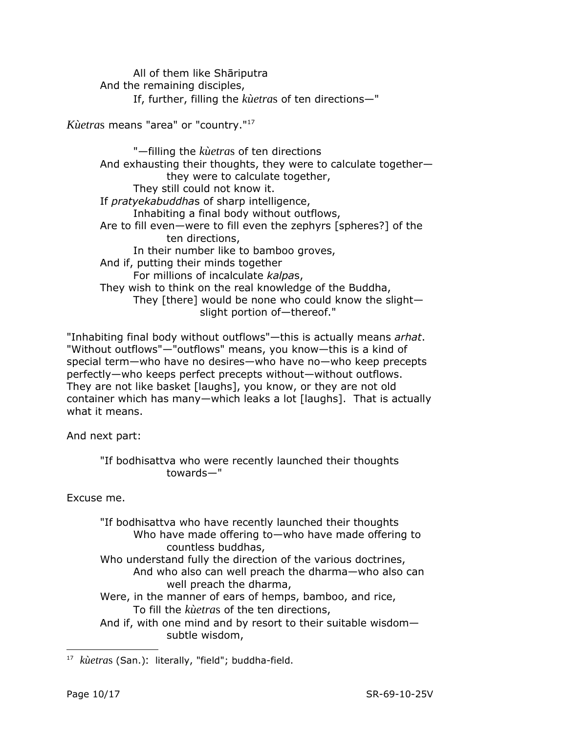All of them like Shāriputra  
And the remaining disciples,  
If, further, filling the *kùetras* of ten directions—"

*Kùetras* means "area" or "country."[17]

"—filling the *kùetras* of ten directions  
And exhausting their thoughts, they were to calculate together—  
they were to calculate together,  
They still could not know it.  
If *pratyekabuddhas* of sharp intelligence,  
Inhabiting a final body without outflows,  
Are to fill even—were to fill even the zephyrs [spheres?] of the  
ten directions,  
In their number like to bamboo groves,  
And if, putting their minds together  
For millions of incalculate *kalpas*,  
They wish to think on the real knowledge of the Buddha,  
They [there] would be none who could know the slight—  
slight portion of—thereof."

"Inhabiting final body without outflows"—this is actually means *arhat*. "Without outflows"—"outflows" means, you know—this is a kind of special term—who have no desires—who have no—who keep precepts perfectly—who keeps perfect precepts without—without outflows. They are not like basket [laughs], you know, or they are not old container which has many—which leaks a lot [laughs]. That is actually what it means.

And next part:

"If bodhisattva who were recently launched their thoughts  
towards—"

Excuse me.

"If bodhisattva who have recently launched their thoughts  
Who have made offering to—who have made offering to  
countless buddhas,  
Who understand fully the direction of the various doctrines,  
And who also can well preach the dharma—who also can  
well preach the dharma,  
Were, in the manner of ears of hemps, bamboo, and rice,  
To fill the *kùetras* of the ten directions,  
And if, with one mind and by resort to their suitable wisdom—  
subtle wisdom,

---

[17] *kùetras* (San.): literally, "field"; buddha-field.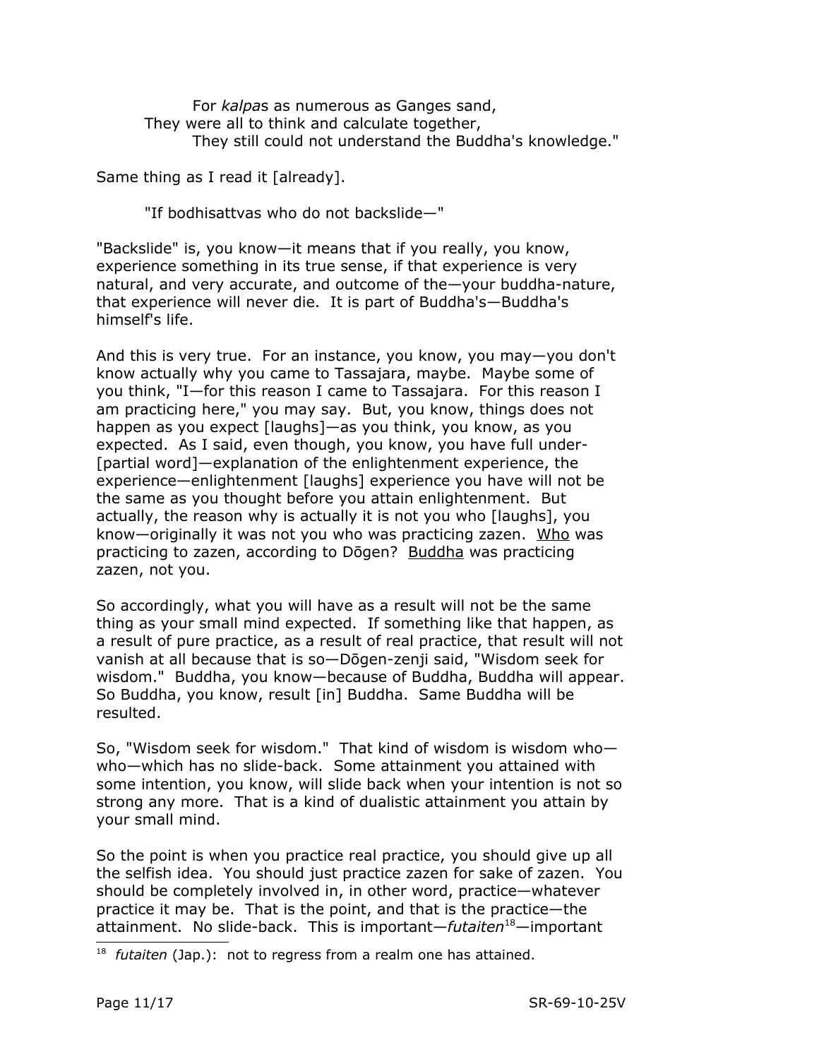> For *kalpa*s as numerous as Ganges sand,
> They were all to think and calculate together,
> They still could not understand the Buddha's knowledge."

Same thing as I read it [already].

> "If bodhisattvas who do not backslide—"

"Backslide" is, you know—it means that if you really, you know, experience something in its true sense, if that experience is very natural, and very accurate, and outcome of the—your buddha-nature, that experience will never die. It is part of Buddha's—Buddha's himself's life.

And this is very true. For an instance, you know, you may—you don't know actually why you came to Tassajara, maybe. Maybe some of you think, "I—for this reason I came to Tassajara. For this reason I am practicing here," you may say. But, you know, things does not happen as you expect [laughs]—as you think, you know, as you expected. As I said, even though, you know, you have full under- [partial word]—explanation of the enlightenment experience, the experience—enlightenment [laughs] experience you have will not be the same as you thought before you attain enlightenment. But actually, the reason why is actually it is not you who [laughs], you know—originally it was not you who was practicing zazen. <u>Who</u> was practicing to zazen, according to Dōgen? <u>Buddha</u> was practicing zazen, not you.

So accordingly, what you will have as a result will not be the same thing as your small mind expected. If something like that happen, as a result of pure practice, as a result of real practice, that result will not vanish at all because that is so—Dōgen-zenji said, "Wisdom seek for wisdom." Buddha, you know—because of Buddha, Buddha will appear. So Buddha, you know, result [in] Buddha. Same Buddha will be resulted.

So, "Wisdom seek for wisdom." That kind of wisdom is wisdom who—who—which has no slide-back. Some attainment you attained with some intention, you know, will slide back when your intention is not so strong any more. That is a kind of dualistic attainment you attain by your small mind.

So the point is when you practice real practice, you should give up all the selfish idea. You should just practice zazen for sake of zazen. You should be completely involved in, in other word, practice—whatever practice it may be. That is the point, and that is the practice—the attainment. No slide-back. This is important—*futaiten*[18]—important

---

[18] *futaiten* (Jap.): not to regress from a realm one has attained.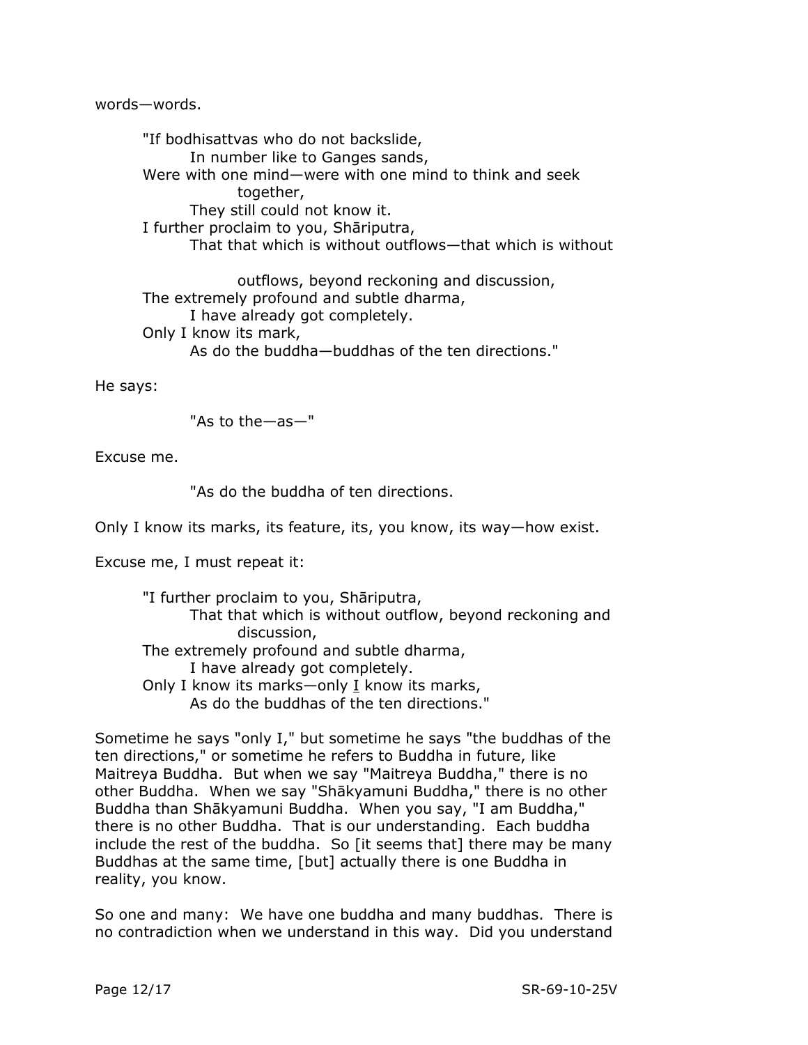words—words.

> "If bodhisattvas who do not backslide,
> In number like to Ganges sands,
> Were with one mind—were with one mind to think and seek together,
> They still could not know it.
> I further proclaim to you, Shāriputra,
> That that which is without outflows—that which is without outflows, beyond reckoning and discussion,
> The extremely profound and subtle dharma,
> I have already got completely.
> Only I know its mark,
> As do the buddha—buddhas of the ten directions."

He says:

> "As to the—as—"

Excuse me.

> "As do the buddha of ten directions.

Only I know its marks, its feature, its, you know, its way—how exist.

Excuse me, I must repeat it:

> "I further proclaim to you, Shāriputra,
> That that which is without outflow, beyond reckoning and discussion,
> The extremely profound and subtle dharma,
> I have already got completely.
> Only I know its marks—only <u>I</u> know its marks,
> As do the buddhas of the ten directions."

Sometime he says "only I," but sometime he says "the buddhas of the ten directions," or sometime he refers to Buddha in future, like Maitreya Buddha. But when we say "Maitreya Buddha," there is no other Buddha. When we say "Shākyamuni Buddha," there is no other Buddha than Shākyamuni Buddha. When you say, "I am Buddha," there is no other Buddha. That is our understanding. Each buddha include the rest of the buddha. So [it seems that] there may be many Buddhas at the same time, [but] actually there is one Buddha in reality, you know.

So one and many: We have one buddha and many buddhas. There is no contradiction when we understand in this way. Did you understand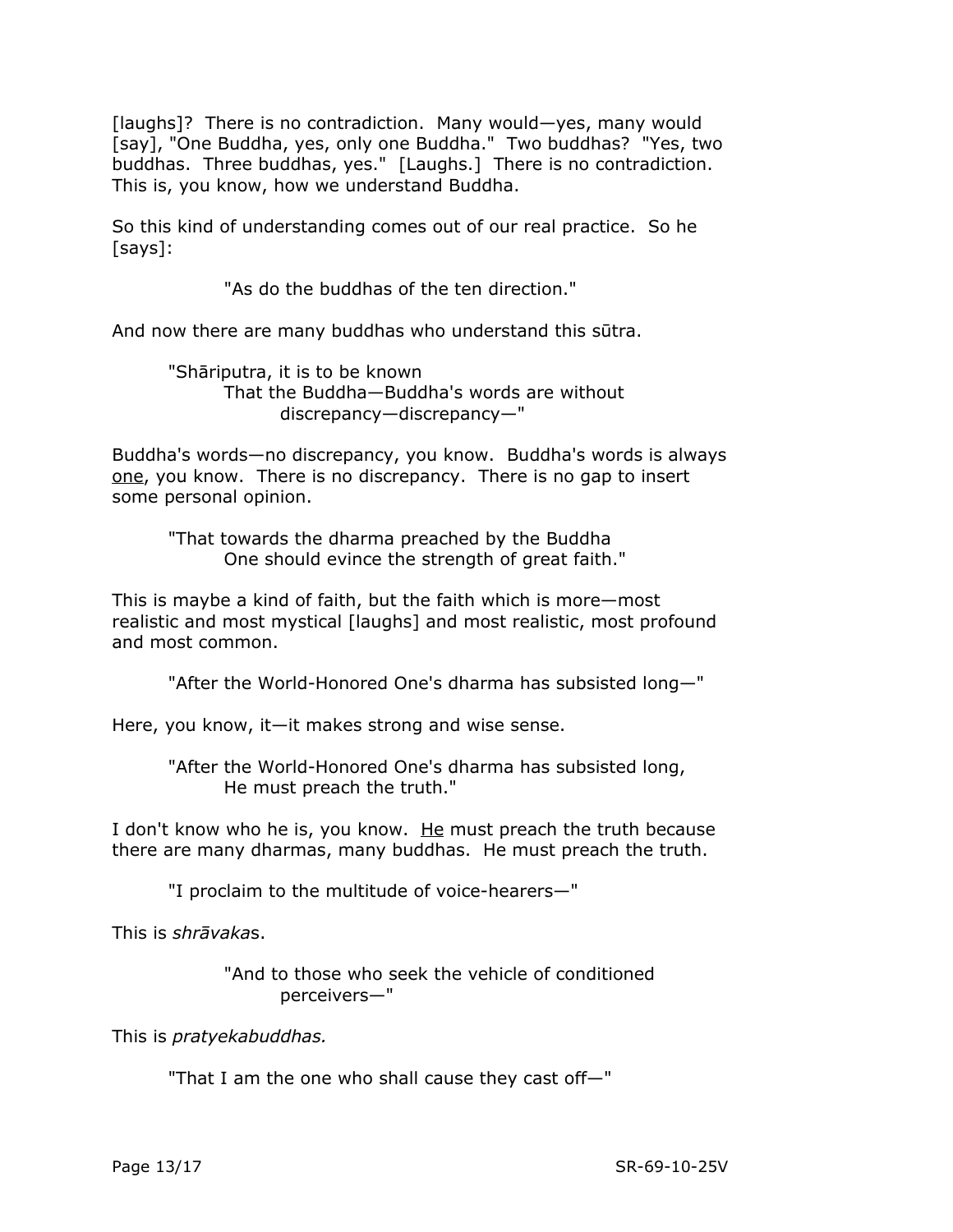[laughs]? There is no contradiction. Many would—yes, many would [say], "One Buddha, yes, only one Buddha." Two buddhas? "Yes, two buddhas. Three buddhas, yes." [Laughs.] There is no contradiction. This is, you know, how we understand Buddha.

So this kind of understanding comes out of our real practice. So he [says]:

> "As do the buddhas of the ten direction."

And now there are many buddhas who understand this sūtra.

> "Shāriputra, it is to be known
> That the Buddha—Buddha's words are without
> discrepancy—discrepancy—"

Buddha's words—no discrepancy, you know. Buddha's words is always <u>one</u>, you know. There is no discrepancy. There is no gap to insert some personal opinion.

> "That towards the dharma preached by the Buddha
> One should evince the strength of great faith."

This is maybe a kind of faith, but the faith which is more—most realistic and most mystical [laughs] and most realistic, most profound and most common.

> "After the World-Honored One's dharma has subsisted long—"

Here, you know, it—it makes strong and wise sense.

> "After the World-Honored One's dharma has subsisted long,
> He must preach the truth."

I don't know who he is, you know. <u>He</u> must preach the truth because there are many dharmas, many buddhas. He must preach the truth.

> "I proclaim to the multitude of voice-hearers—"

This is *shrāvaka*s.

> "And to those who seek the vehicle of conditioned
> perceivers—"

This is *pratyekabuddhas.*

> "That I am the one who shall cause they cast off—"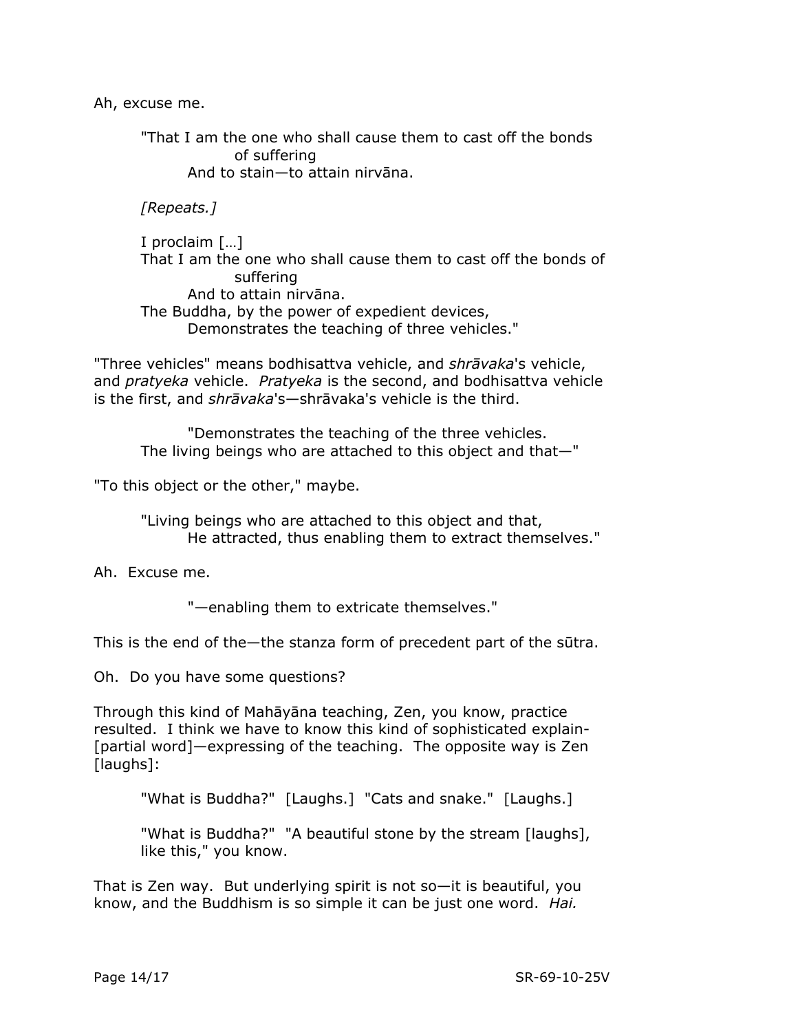Ah, excuse me.

> "That I am the one who shall cause them to cast off the bonds of suffering
> And to stain—to attain nirvāna.
>
> *[Repeats.]*
>
> I proclaim […]
> That I am the one who shall cause them to cast off the bonds of suffering
> And to attain nirvāna.
> The Buddha, by the power of expedient devices,
> Demonstrates the teaching of three vehicles."

"Three vehicles" means bodhisattva vehicle, and *shrāvaka*'s vehicle, and *pratyeka* vehicle. *Pratyeka* is the second, and bodhisattva vehicle is the first, and *shrāvaka*'s—shrāvaka's vehicle is the third.

> "Demonstrates the teaching of the three vehicles.
> The living beings who are attached to this object and that—"

"To this object or the other," maybe.

> "Living beings who are attached to this object and that,
> He attracted, thus enabling them to extract themselves."

Ah. Excuse me.

> "—enabling them to extricate themselves."

This is the end of the—the stanza form of precedent part of the sūtra.

Oh. Do you have some questions?

Through this kind of Mahāyāna teaching, Zen, you know, practice resulted. I think we have to know this kind of sophisticated explain- [partial word]—expressing of the teaching. The opposite way is Zen [laughs]:

> "What is Buddha?" [Laughs.] "Cats and snake." [Laughs.]
>
> "What is Buddha?" "A beautiful stone by the stream [laughs], like this," you know.

That is Zen way. But underlying spirit is not so—it is beautiful, you know, and the Buddhism is so simple it can be just one word. *Hai.*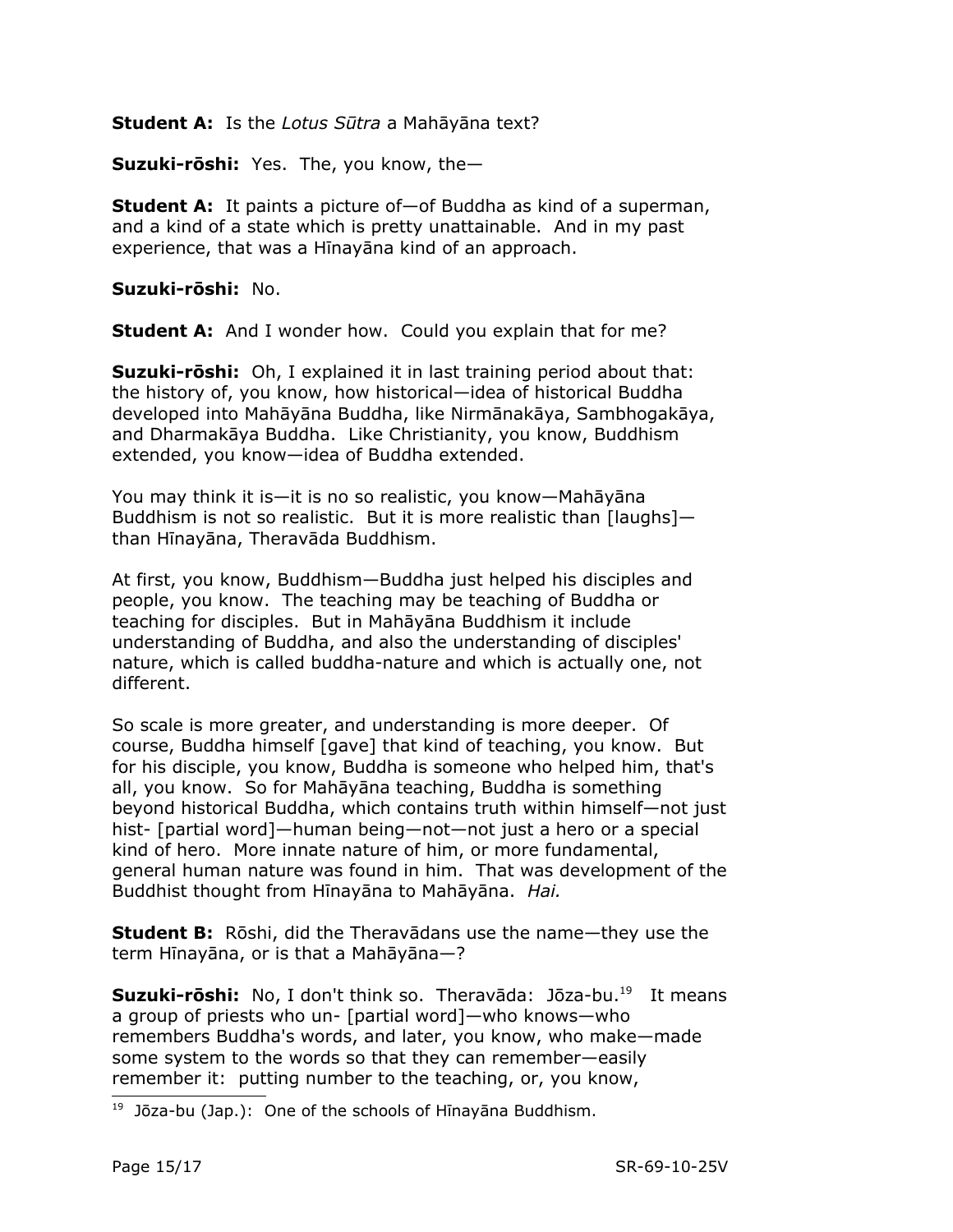**Student A:** Is the *Lotus Sūtra* a Mahāyāna text?

**Suzuki-rōshi:** Yes. The, you know, the—

**Student A:** It paints a picture of—of Buddha as kind of a superman, and a kind of a state which is pretty unattainable. And in my past experience, that was a Hīnayāna kind of an approach.

**Suzuki-rōshi:** No.

**Student A:** And I wonder how. Could you explain that for me?

**Suzuki-rōshi:** Oh, I explained it in last training period about that: the history of, you know, how historical—idea of historical Buddha developed into Mahāyāna Buddha, like Nirmānakāya, Sambhogakāya, and Dharmakāya Buddha. Like Christianity, you know, Buddhism extended, you know—idea of Buddha extended.

You may think it is—it is no so realistic, you know—Mahāyāna Buddhism is not so realistic. But it is more realistic than [laughs]—than Hīnayāna, Theravāda Buddhism.

At first, you know, Buddhism—Buddha just helped his disciples and people, you know. The teaching may be teaching of Buddha or teaching for disciples. But in Mahāyāna Buddhism it include understanding of Buddha, and also the understanding of disciples' nature, which is called buddha-nature and which is actually one, not different.

So scale is more greater, and understanding is more deeper. Of course, Buddha himself [gave] that kind of teaching, you know. But for his disciple, you know, Buddha is someone who helped him, that's all, you know. So for Mahāyāna teaching, Buddha is something beyond historical Buddha, which contains truth within himself—not just hist- [partial word]—human being—not—not just a hero or a special kind of hero. More innate nature of him, or more fundamental, general human nature was found in him. That was development of the Buddhist thought from Hīnayāna to Mahāyāna. *Hai.*

**Student B:** Rōshi, did the Theravādans use the name—they use the term Hīnayāna, or is that a Mahāyāna—?

**Suzuki-rōshi:** No, I don't think so. Theravāda: Jōza-bu.[19] It means a group of priests who un- [partial word]—who knows—who remembers Buddha's words, and later, you know, who make—made some system to the words so that they can remember—easily remember it: putting number to the teaching, or, you know,

---

[19] Jōza-bu (Jap.): One of the schools of Hīnayāna Buddhism.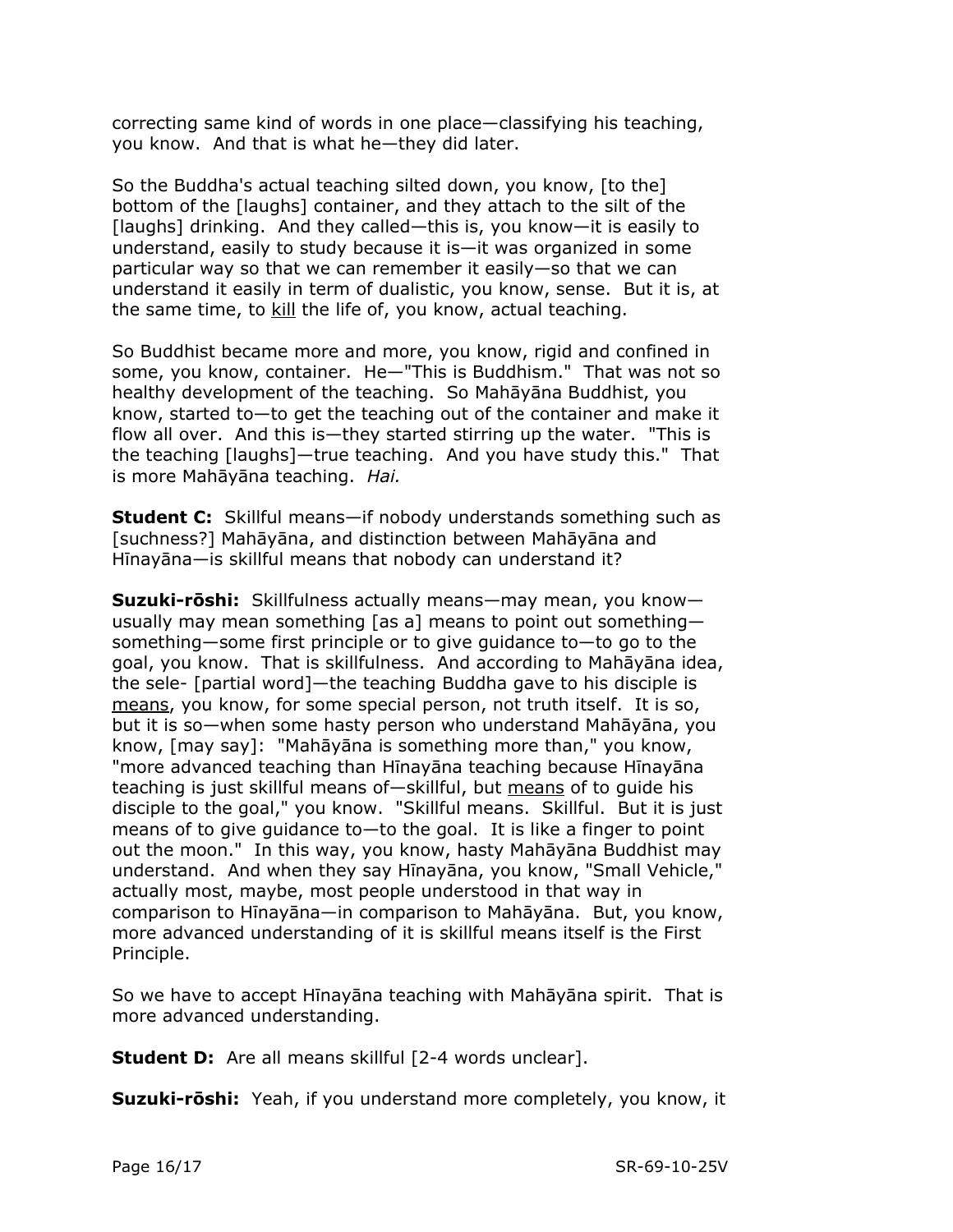correcting same kind of words in one place—classifying his teaching, you know. And that is what he—they did later.

So the Buddha's actual teaching silted down, you know, [to the] bottom of the [laughs] container, and they attach to the silt of the [laughs] drinking. And they called—this is, you know—it is easily to understand, easily to study because it is—it was organized in some particular way so that we can remember it easily—so that we can understand it easily in term of dualistic, you know, sense. But it is, at the same time, to <u>kill</u> the life of, you know, actual teaching.

So Buddhist became more and more, you know, rigid and confined in some, you know, container. He—"This is Buddhism." That was not so healthy development of the teaching. So Mahāyāna Buddhist, you know, started to—to get the teaching out of the container and make it flow all over. And this is—they started stirring up the water. "This is the teaching [laughs]—true teaching. And you have study this." That is more Mahāyāna teaching. *Hai.*

**Student C:** Skillful means—if nobody understands something such as [suchness?] Mahāyāna, and distinction between Mahāyāna and Hīnayāna—is skillful means that nobody can understand it?

**Suzuki-rōshi:** Skillfulness actually means—may mean, you know—usually may mean something [as a] means to point out something—something—some first principle or to give guidance to—to go to the goal, you know. That is skillfulness. And according to Mahāyāna idea, the sele- [partial word]—the teaching Buddha gave to his disciple is <u>means</u>, you know, for some special person, not truth itself. It is so, but it is so—when some hasty person who understand Mahāyāna, you know, [may say]: "Mahāyāna is something more than," you know, "more advanced teaching than Hīnayāna teaching because Hīnayāna teaching is just skillful means of—skillful, but <u>means</u> of to guide his disciple to the goal," you know. "Skillful means. Skillful. But it is just means of to give guidance to—to the goal. It is like a finger to point out the moon." In this way, you know, hasty Mahāyāna Buddhist may understand. And when they say Hīnayāna, you know, "Small Vehicle," actually most, maybe, most people understood in that way in comparison to Hīnayāna—in comparison to Mahāyāna. But, you know, more advanced understanding of it is skillful means itself is the First Principle.

So we have to accept Hīnayāna teaching with Mahāyāna spirit. That is more advanced understanding.

**Student D:** Are all means skillful [2-4 words unclear].

**Suzuki-rōshi:** Yeah, if you understand more completely, you know, it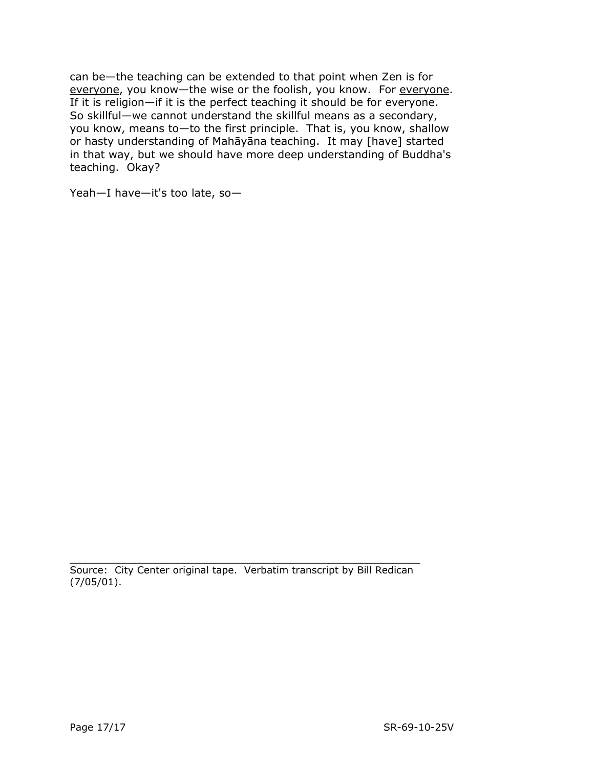can be—the teaching can be extended to that point when Zen is for <u>everyone</u>, you know—the wise or the foolish, you know. For <u>everyone</u>. If it is religion—if it is the perfect teaching it should be for everyone. So skillful—we cannot understand the skillful means as a secondary, you know, means to—to the first principle. That is, you know, shallow or hasty understanding of Mahāyāna teaching. It may [have] started in that way, but we should have more deep understanding of Buddha's teaching. Okay?

Yeah—I have—it's too late, so—

---

Source: City Center original tape. Verbatim transcript by Bill Redican (7/05/01).